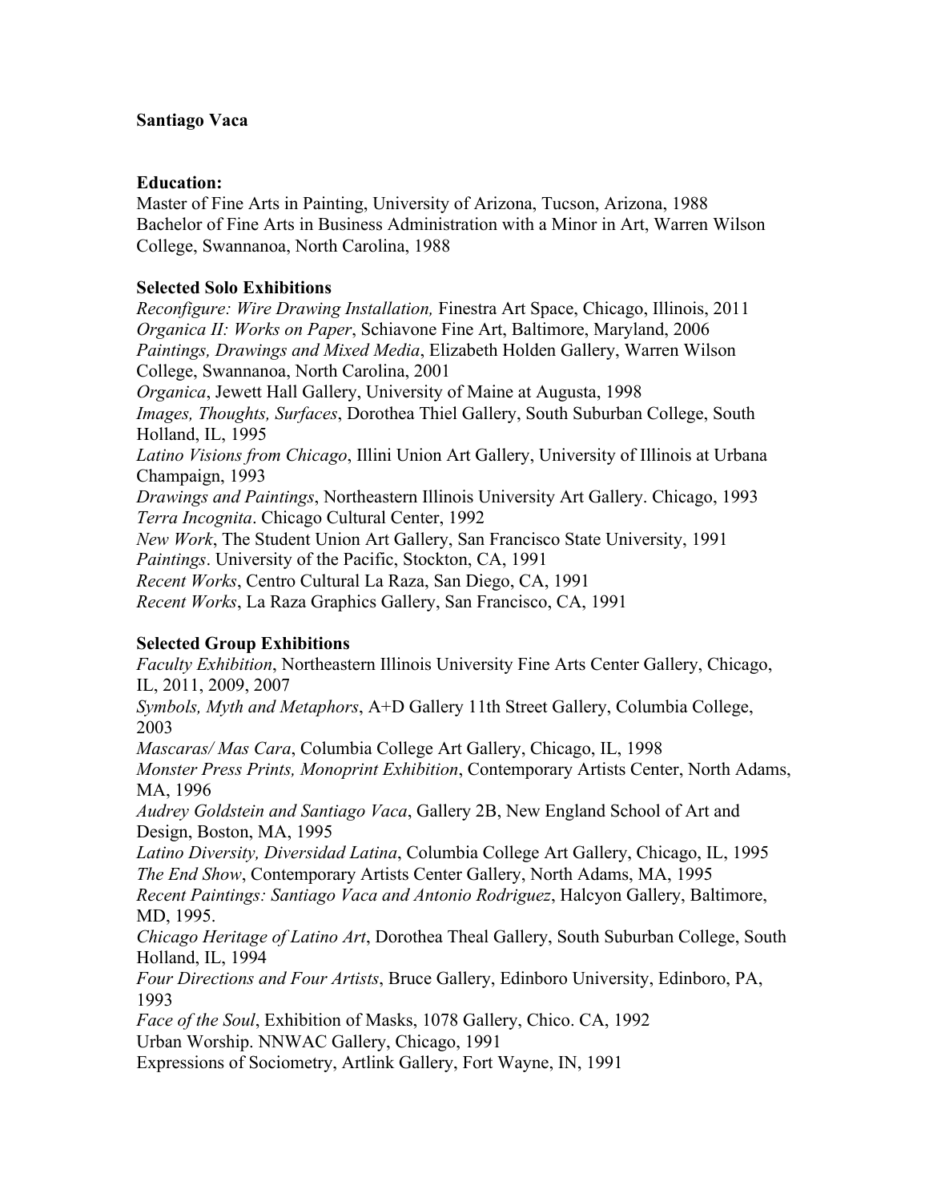**Santiago Vaca**

**Education:**

Master of Fine Arts in Painting, University of Arizona, Tucson, Arizona, 1988
Bachelor of Fine Arts in Business Administration with a Minor in Art, Warren Wilson College, Swannanoa, North Carolina, 1988

**Selected Solo Exhibitions**

*Reconfigure: Wire Drawing Installation,* Finestra Art Space, Chicago, Illinois, 2011
*Organica II: Works on Paper*, Schiavone Fine Art, Baltimore, Maryland, 2006
*Paintings, Drawings and Mixed Media*, Elizabeth Holden Gallery, Warren Wilson College, Swannanoa, North Carolina, 2001
*Organica*, Jewett Hall Gallery, University of Maine at Augusta, 1998
*Images, Thoughts, Surfaces*, Dorothea Thiel Gallery, South Suburban College, South Holland, IL, 1995
*Latino Visions from Chicago*, Illini Union Art Gallery, University of Illinois at Urbana Champaign, 1993
*Drawings and Paintings*, Northeastern Illinois University Art Gallery. Chicago, 1993
*Terra Incognita*. Chicago Cultural Center, 1992
*New Work*, The Student Union Art Gallery, San Francisco State University, 1991
*Paintings*. University of the Pacific, Stockton, CA, 1991
*Recent Works*, Centro Cultural La Raza, San Diego, CA, 1991
*Recent Works*, La Raza Graphics Gallery, San Francisco, CA, 1991

**Selected Group Exhibitions**

*Faculty Exhibition*, Northeastern Illinois University Fine Arts Center Gallery, Chicago, IL, 2011, 2009, 2007
*Symbols, Myth and Metaphors*, A+D Gallery 11th Street Gallery, Columbia College, 2003
*Mascaras/ Mas Cara*, Columbia College Art Gallery, Chicago, IL, 1998
*Monster Press Prints, Monoprint Exhibition*, Contemporary Artists Center, North Adams, MA, 1996
*Audrey Goldstein and Santiago Vaca*, Gallery 2B, New England School of Art and Design, Boston, MA, 1995
*Latino Diversity, Diversidad Latina*, Columbia College Art Gallery, Chicago, IL, 1995
*The End Show*, Contemporary Artists Center Gallery, North Adams, MA, 1995
*Recent Paintings: Santiago Vaca and Antonio Rodriguez*, Halcyon Gallery, Baltimore, MD, 1995.
*Chicago Heritage of Latino Art*, Dorothea Theal Gallery, South Suburban College, South Holland, IL, 1994
*Four Directions and Four Artists*, Bruce Gallery, Edinboro University, Edinboro, PA, 1993
*Face of the Soul*, Exhibition of Masks, 1078 Gallery, Chico. CA, 1992
Urban Worship. NNWAC Gallery, Chicago, 1991
Expressions of Sociometry, Artlink Gallery, Fort Wayne, IN, 1991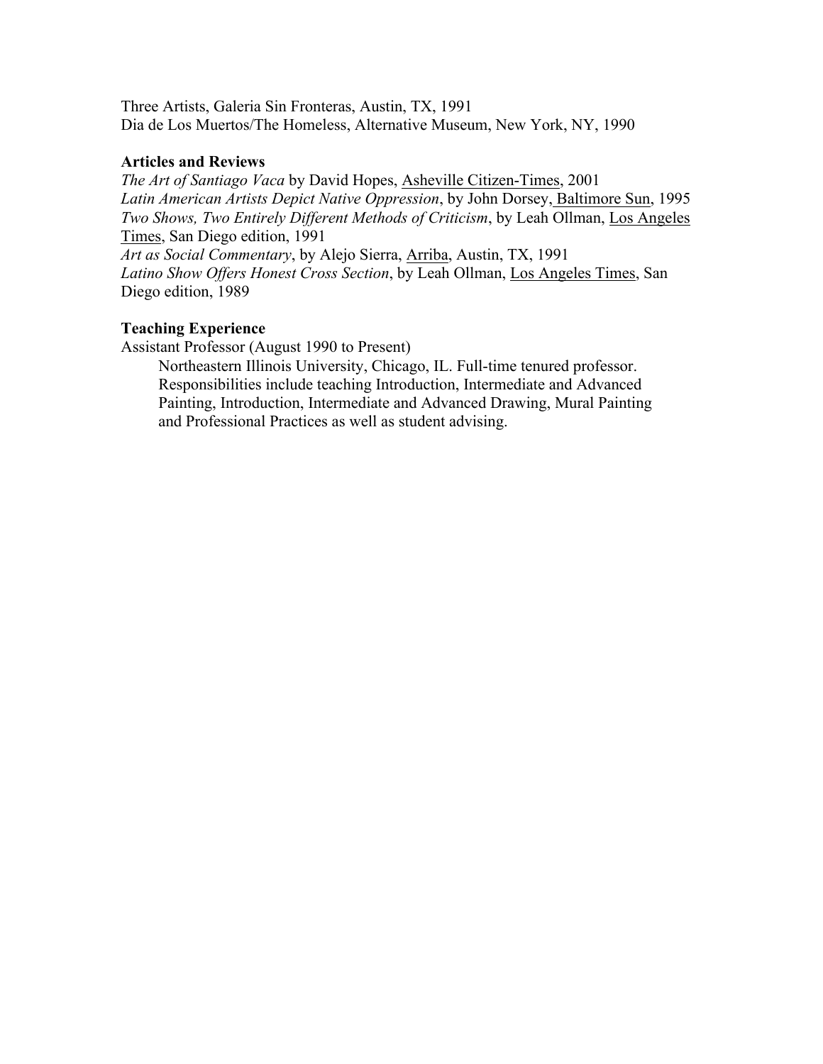Three Artists, Galeria Sin Fronteras, Austin, TX, 1991
Dia de Los Muertos/The Homeless, Alternative Museum, New York, NY, 1990

**Articles and Reviews**

*The Art of Santiago Vaca* by David Hopes, Asheville Citizen-Times, 2001
*Latin American Artists Depict Native Oppression*, by John Dorsey, Baltimore Sun, 1995
*Two Shows, Two Entirely Different Methods of Criticism*, by Leah Ollman, Los Angeles Times, San Diego edition, 1991
*Art as Social Commentary*, by Alejo Sierra, Arriba, Austin, TX, 1991
*Latino Show Offers Honest Cross Section*, by Leah Ollman, Los Angeles Times, San Diego edition, 1989

**Teaching Experience**

Assistant Professor (August 1990 to Present)

Northeastern Illinois University, Chicago, IL. Full-time tenured professor. Responsibilities include teaching Introduction, Intermediate and Advanced Painting, Introduction, Intermediate and Advanced Drawing, Mural Painting and Professional Practices as well as student advising.